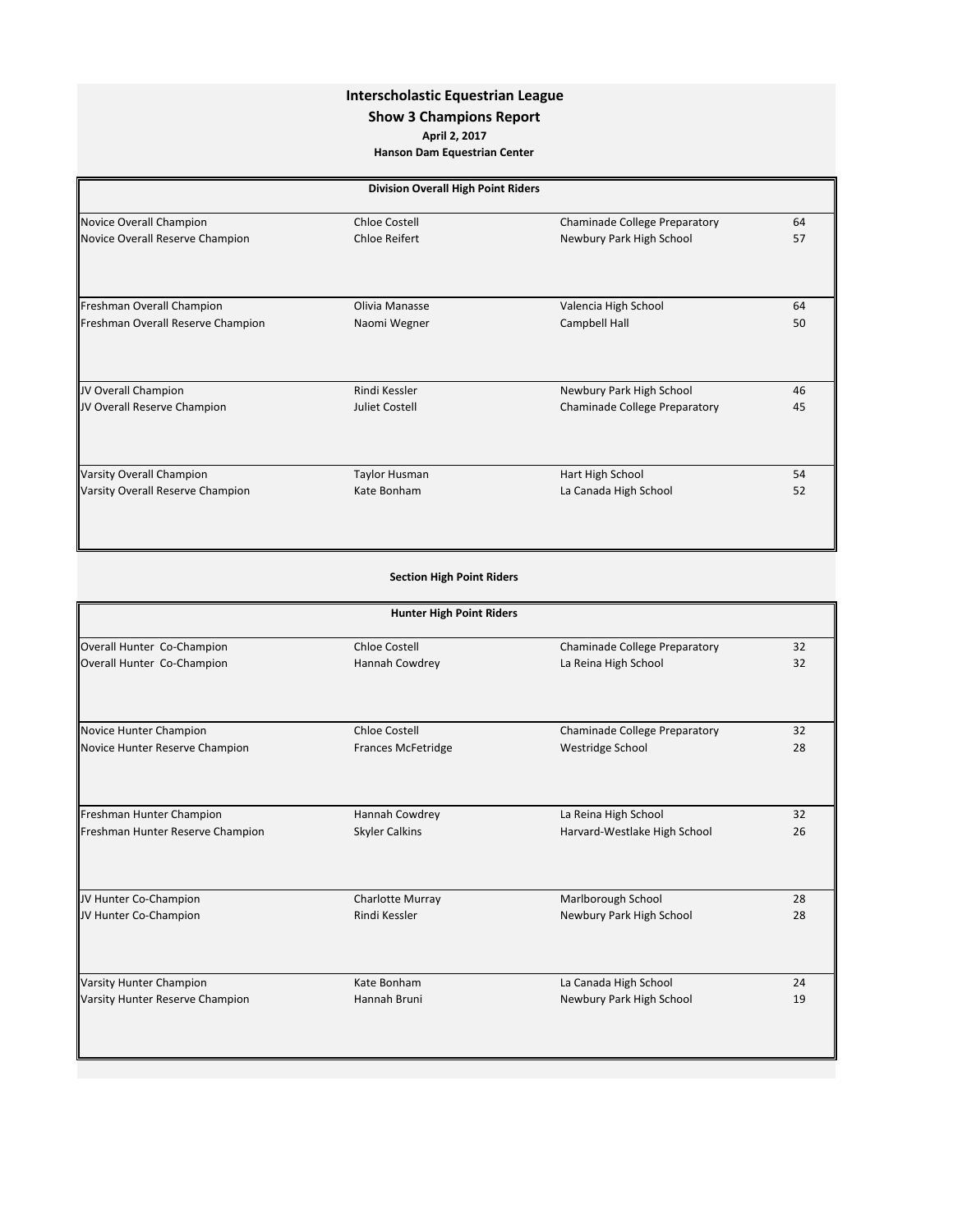# Interscholastic Equestrian League

## Show 3 Champions Report

**April 2, 2017**

**Hanson Dam Equestrian Center**

### Division Overall High Point Riders

| | | | |
|---|---|---|---|
| Novice Overall Champion | Chloe Costell | Chaminade College Preparatory | 64 |
| Novice Overall Reserve Champion | Chloe Reifert | Newbury Park High School | 57 |
| Freshman Overall Champion | Olivia Manasse | Valencia High School | 64 |
| Freshman Overall Reserve Champion | Naomi Wegner | Campbell Hall | 50 |
| JV Overall Champion | Rindi Kessler | Newbury Park High School | 46 |
| JV Overall Reserve Champion | Juliet Costell | Chaminade College Preparatory | 45 |
| Varsity Overall Champion | Taylor Husman | Hart High School | 54 |
| Varsity Overall Reserve Champion | Kate Bonham | La Canada High School | 52 |

### Section High Point Riders

#### Hunter High Point Riders

| | | | |
|---|---|---|---|
| Overall Hunter Co-Champion | Chloe Costell | Chaminade College Preparatory | 32 |
| Overall Hunter Co-Champion | Hannah Cowdrey | La Reina High School | 32 |
| Novice Hunter Champion | Chloe Costell | Chaminade College Preparatory | 32 |
| Novice Hunter Reserve Champion | Frances McFetridge | Westridge School | 28 |
| Freshman Hunter Champion | Hannah Cowdrey | La Reina High School | 32 |
| Freshman Hunter Reserve Champion | Skyler Calkins | Harvard-Westlake High School | 26 |
| JV Hunter Co-Champion | Charlotte Murray | Marlborough School | 28 |
| JV Hunter Co-Champion | Rindi Kessler | Newbury Park High School | 28 |
| Varsity Hunter Champion | Kate Bonham | La Canada High School | 24 |
| Varsity Hunter Reserve Champion | Hannah Bruni | Newbury Park High School | 19 |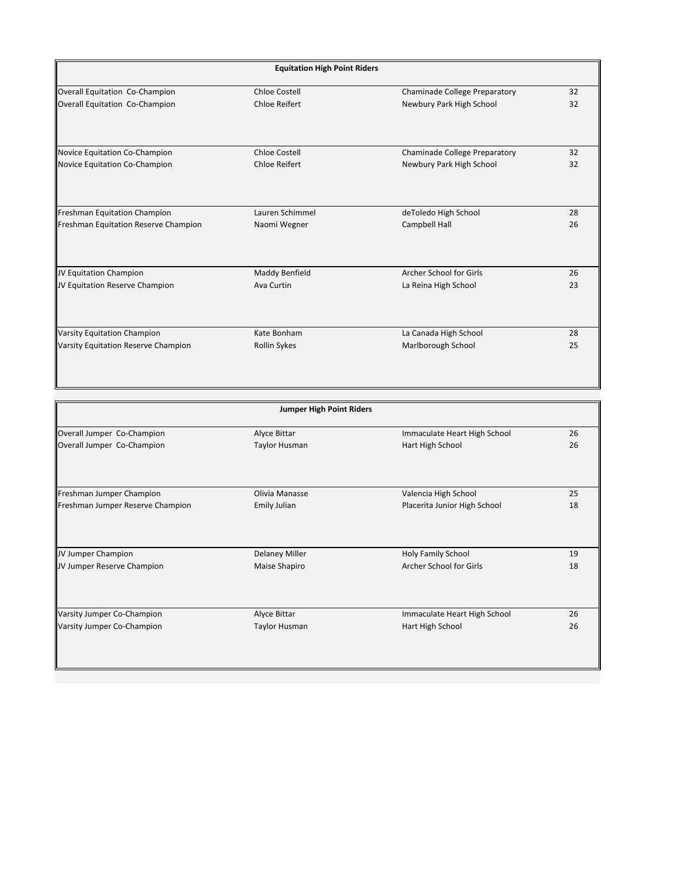| Equitation High Point Riders | | | |
|---|---|---|---|
| Overall Equitation Co-Champion | Chloe Costell | Chaminade College Preparatory | 32 |
| Overall Equitation Co-Champion | Chloe Reifert | Newbury Park High School | 32 |
| Novice Equitation Co-Champion | Chloe Costell | Chaminade College Preparatory | 32 |
| Novice Equitation Co-Champion | Chloe Reifert | Newbury Park High School | 32 |
| Freshman Equitation Champion | Lauren Schimmel | deToledo High School | 28 |
| Freshman Equitation Reserve Champion | Naomi Wegner | Campbell Hall | 26 |
| JV Equitation Champion | Maddy Benfield | Archer School for Girls | 26 |
| JV Equitation Reserve Champion | Ava Curtin | La Reina High School | 23 |
| Varsity Equitation Champion | Kate Bonham | La Canada High School | 28 |
| Varsity Equitation Reserve Champion | Rollin Sykes | Marlborough School | 25 |

| Jumper High Point Riders | | | |
|---|---|---|---|
| Overall Jumper Co-Champion | Alyce Bittar | Immaculate Heart High School | 26 |
| Overall Jumper Co-Champion | Taylor Husman | Hart High School | 26 |
| Freshman Jumper Champion | Olivia Manasse | Valencia High School | 25 |
| Freshman Jumper Reserve Champion | Emily Julian | Placerita Junior High School | 18 |
| JV Jumper Champion | Delaney Miller | Holy Family School | 19 |
| JV Jumper Reserve Champion | Maise Shapiro | Archer School for Girls | 18 |
| Varsity Jumper Co-Champion | Alyce Bittar | Immaculate Heart High School | 26 |
| Varsity Jumper Co-Champion | Taylor Husman | Hart High School | 26 |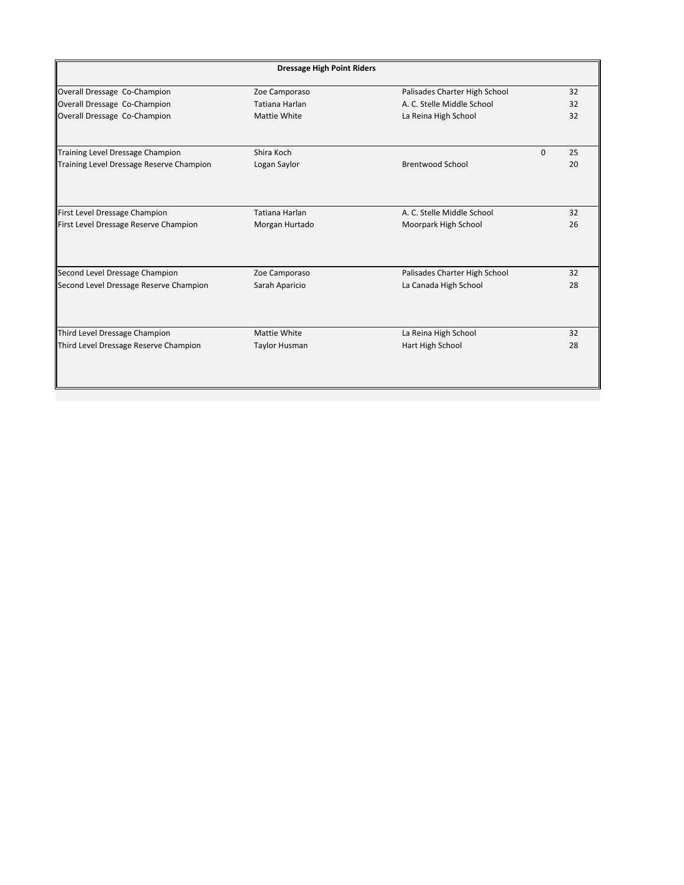**Dressage High Point Riders**

| | | | | |
|---|---|---|---|---|
| Overall Dressage Co-Champion | Zoe Camporaso | Palisades Charter High School | | 32 |
| Overall Dressage Co-Champion | Tatiana Harlan | A. C. Stelle Middle School | | 32 |
| Overall Dressage Co-Champion | Mattie White | La Reina High School | | 32 |
| Training Level Dressage Champion | Shira Koch | | 0 | 25 |
| Training Level Dressage Reserve Champion | Logan Saylor | Brentwood School | | 20 |
| First Level Dressage Champion | Tatiana Harlan | A. C. Stelle Middle School | | 32 |
| First Level Dressage Reserve Champion | Morgan Hurtado | Moorpark High School | | 26 |
| Second Level Dressage Champion | Zoe Camporaso | Palisades Charter High School | | 32 |
| Second Level Dressage Reserve Champion | Sarah Aparicio | La Canada High School | | 28 |
| Third Level Dressage Champion | Mattie White | La Reina High School | | 32 |
| Third Level Dressage Reserve Champion | Taylor Husman | Hart High School | | 28 |